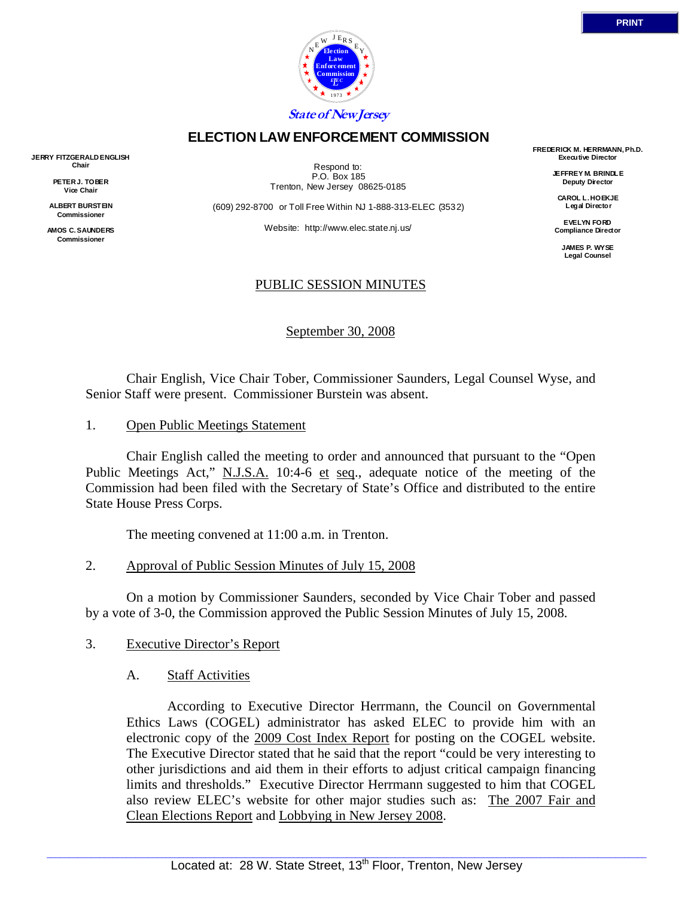State of New Jersey

# ELECTION LAW ENFORCEMENT COMMISSION

**JERRY FITZGERALD ENGLISH**
**Chair**

**PETER J. TOBER**
**Vice Chair**

**ALBERT BURSTEIN**
**Commissioner**

**AMOS C. SAUNDERS**
**Commissioner**

Respond to:
P.O. Box 185
Trenton, New Jersey 08625-0185

(609) 292-8700 or Toll Free Within NJ 1-888-313-ELEC (3532)

Website: http://www.elec.state.nj.us/

**FREDERICK M. HERRMANN, Ph.D.**
**Executive Director**

**JEFFREY M. BRINDLE**
**Deputy Director**

**CAROL L. HOEKJE**
**Legal Director**

**EVELYN FORD**
**Compliance Director**

**JAMES P. WYSE**
**Legal Counsel**

## PUBLIC SESSION MINUTES

September 30, 2008

Chair English, Vice Chair Tober, Commissioner Saunders, Legal Counsel Wyse, and Senior Staff were present. Commissioner Burstein was absent.

1. Open Public Meetings Statement

Chair English called the meeting to order and announced that pursuant to the "Open Public Meetings Act," N.J.S.A. 10:4-6 et seq., adequate notice of the meeting of the Commission had been filed with the Secretary of State's Office and distributed to the entire State House Press Corps.

The meeting convened at 11:00 a.m. in Trenton.

2. Approval of Public Session Minutes of July 15, 2008

On a motion by Commissioner Saunders, seconded by Vice Chair Tober and passed by a vote of 3-0, the Commission approved the Public Session Minutes of July 15, 2008.

3. Executive Director's Report

A. Staff Activities

According to Executive Director Herrmann, the Council on Governmental Ethics Laws (COGEL) administrator has asked ELEC to provide him with an electronic copy of the 2009 Cost Index Report for posting on the COGEL website. The Executive Director stated that he said that the report "could be very interesting to other jurisdictions and aid them in their efforts to adjust critical campaign financing limits and thresholds." Executive Director Herrmann suggested to him that COGEL also review ELEC's website for other major studies such as: The 2007 Fair and Clean Elections Report and Lobbying in New Jersey 2008.

Located at: 28 W. State Street, 13th Floor, Trenton, New Jersey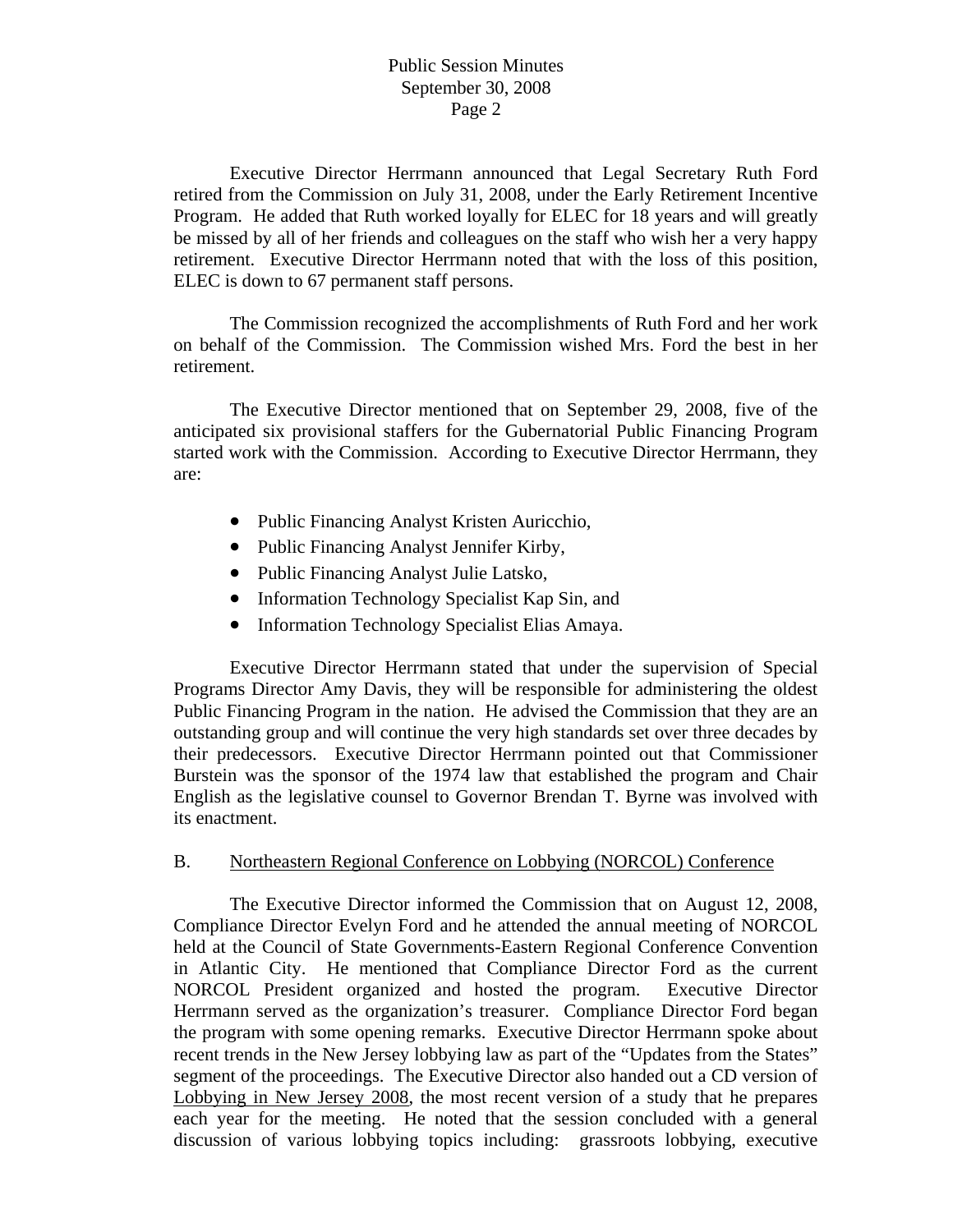Executive Director Herrmann announced that Legal Secretary Ruth Ford retired from the Commission on July 31, 2008, under the Early Retirement Incentive Program. He added that Ruth worked loyally for ELEC for 18 years and will greatly be missed by all of her friends and colleagues on the staff who wish her a very happy retirement. Executive Director Herrmann noted that with the loss of this position, ELEC is down to 67 permanent staff persons.

The Commission recognized the accomplishments of Ruth Ford and her work on behalf of the Commission. The Commission wished Mrs. Ford the best in her retirement.

The Executive Director mentioned that on September 29, 2008, five of the anticipated six provisional staffers for the Gubernatorial Public Financing Program started work with the Commission. According to Executive Director Herrmann, they are:

- Public Financing Analyst Kristen Auricchio,
- Public Financing Analyst Jennifer Kirby,
- Public Financing Analyst Julie Latsko,
- Information Technology Specialist Kap Sin, and
- Information Technology Specialist Elias Amaya.

Executive Director Herrmann stated that under the supervision of Special Programs Director Amy Davis, they will be responsible for administering the oldest Public Financing Program in the nation. He advised the Commission that they are an outstanding group and will continue the very high standards set over three decades by their predecessors. Executive Director Herrmann pointed out that Commissioner Burstein was the sponsor of the 1974 law that established the program and Chair English as the legislative counsel to Governor Brendan T. Byrne was involved with its enactment.

B. Northeastern Regional Conference on Lobbying (NORCOL) Conference

The Executive Director informed the Commission that on August 12, 2008, Compliance Director Evelyn Ford and he attended the annual meeting of NORCOL held at the Council of State Governments-Eastern Regional Conference Convention in Atlantic City. He mentioned that Compliance Director Ford as the current NORCOL President organized and hosted the program. Executive Director Herrmann served as the organization's treasurer. Compliance Director Ford began the program with some opening remarks. Executive Director Herrmann spoke about recent trends in the New Jersey lobbying law as part of the "Updates from the States" segment of the proceedings. The Executive Director also handed out a CD version of Lobbying in New Jersey 2008, the most recent version of a study that he prepares each year for the meeting. He noted that the session concluded with a general discussion of various lobbying topics including: grassroots lobbying, executive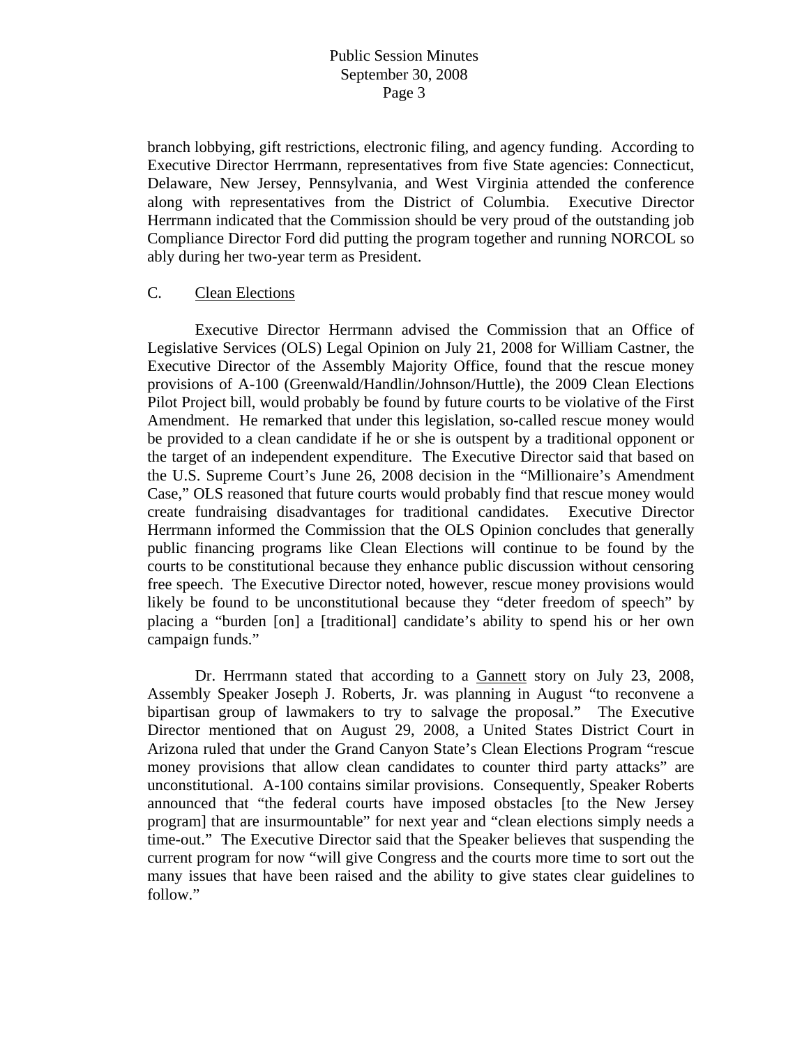branch lobbying, gift restrictions, electronic filing, and agency funding. According to Executive Director Herrmann, representatives from five State agencies: Connecticut, Delaware, New Jersey, Pennsylvania, and West Virginia attended the conference along with representatives from the District of Columbia. Executive Director Herrmann indicated that the Commission should be very proud of the outstanding job Compliance Director Ford did putting the program together and running NORCOL so ably during her two-year term as President.

C. Clean Elections

Executive Director Herrmann advised the Commission that an Office of Legislative Services (OLS) Legal Opinion on July 21, 2008 for William Castner, the Executive Director of the Assembly Majority Office, found that the rescue money provisions of A-100 (Greenwald/Handlin/Johnson/Huttle), the 2009 Clean Elections Pilot Project bill, would probably be found by future courts to be violative of the First Amendment. He remarked that under this legislation, so-called rescue money would be provided to a clean candidate if he or she is outspent by a traditional opponent or the target of an independent expenditure. The Executive Director said that based on the U.S. Supreme Court's June 26, 2008 decision in the "Millionaire's Amendment Case," OLS reasoned that future courts would probably find that rescue money would create fundraising disadvantages for traditional candidates. Executive Director Herrmann informed the Commission that the OLS Opinion concludes that generally public financing programs like Clean Elections will continue to be found by the courts to be constitutional because they enhance public discussion without censoring free speech. The Executive Director noted, however, rescue money provisions would likely be found to be unconstitutional because they "deter freedom of speech" by placing a "burden [on] a [traditional] candidate's ability to spend his or her own campaign funds."

Dr. Herrmann stated that according to a Gannett story on July 23, 2008, Assembly Speaker Joseph J. Roberts, Jr. was planning in August "to reconvene a bipartisan group of lawmakers to try to salvage the proposal." The Executive Director mentioned that on August 29, 2008, a United States District Court in Arizona ruled that under the Grand Canyon State's Clean Elections Program "rescue money provisions that allow clean candidates to counter third party attacks" are unconstitutional. A-100 contains similar provisions. Consequently, Speaker Roberts announced that "the federal courts have imposed obstacles [to the New Jersey program] that are insurmountable" for next year and "clean elections simply needs a time-out." The Executive Director said that the Speaker believes that suspending the current program for now "will give Congress and the courts more time to sort out the many issues that have been raised and the ability to give states clear guidelines to follow."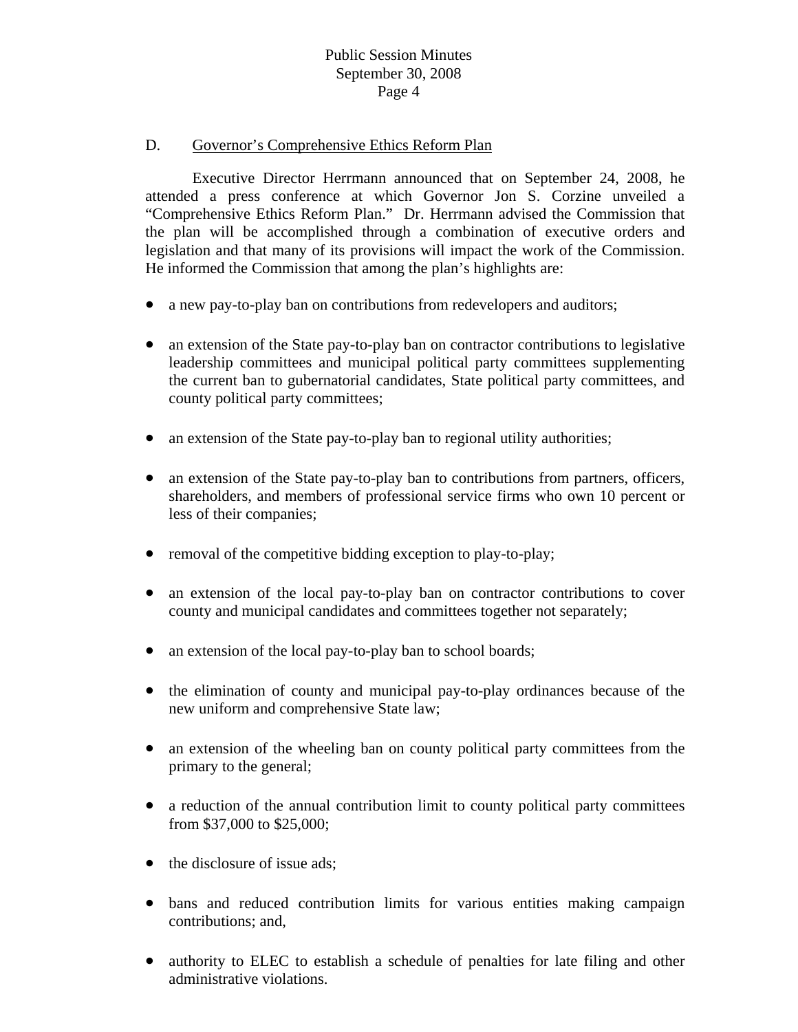D. Governor's Comprehensive Ethics Reform Plan

Executive Director Herrmann announced that on September 24, 2008, he attended a press conference at which Governor Jon S. Corzine unveiled a "Comprehensive Ethics Reform Plan." Dr. Herrmann advised the Commission that the plan will be accomplished through a combination of executive orders and legislation and that many of its provisions will impact the work of the Commission. He informed the Commission that among the plan's highlights are:

- a new pay-to-play ban on contributions from redevelopers and auditors;
- an extension of the State pay-to-play ban on contractor contributions to legislative leadership committees and municipal political party committees supplementing the current ban to gubernatorial candidates, State political party committees, and county political party committees;
- an extension of the State pay-to-play ban to regional utility authorities;
- an extension of the State pay-to-play ban to contributions from partners, officers, shareholders, and members of professional service firms who own 10 percent or less of their companies;
- removal of the competitive bidding exception to play-to-play;
- an extension of the local pay-to-play ban on contractor contributions to cover county and municipal candidates and committees together not separately;
- an extension of the local pay-to-play ban to school boards;
- the elimination of county and municipal pay-to-play ordinances because of the new uniform and comprehensive State law;
- an extension of the wheeling ban on county political party committees from the primary to the general;
- a reduction of the annual contribution limit to county political party committees from $37,000 to $25,000;
- the disclosure of issue ads;
- bans and reduced contribution limits for various entities making campaign contributions; and,
- authority to ELEC to establish a schedule of penalties for late filing and other administrative violations.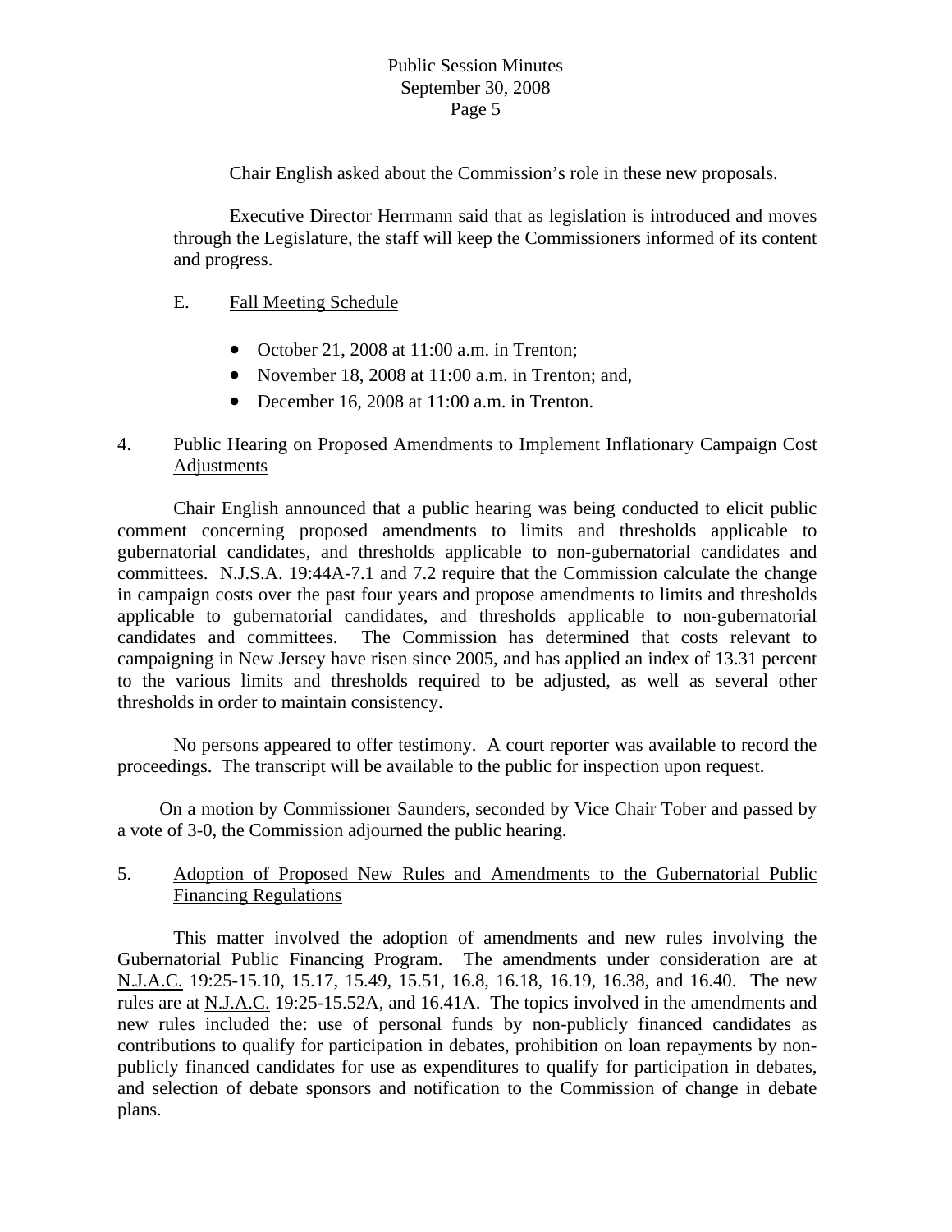Chair English asked about the Commission's role in these new proposals.

Executive Director Herrmann said that as legislation is introduced and moves through the Legislature, the staff will keep the Commissioners informed of its content and progress.

E. Fall Meeting Schedule

- October 21, 2008 at 11:00 a.m. in Trenton;
- November 18, 2008 at 11:00 a.m. in Trenton; and,
- December 16, 2008 at 11:00 a.m. in Trenton.

4. Public Hearing on Proposed Amendments to Implement Inflationary Campaign Cost Adjustments

Chair English announced that a public hearing was being conducted to elicit public comment concerning proposed amendments to limits and thresholds applicable to gubernatorial candidates, and thresholds applicable to non-gubernatorial candidates and committees. N.J.S.A. 19:44A-7.1 and 7.2 require that the Commission calculate the change in campaign costs over the past four years and propose amendments to limits and thresholds applicable to gubernatorial candidates, and thresholds applicable to non-gubernatorial candidates and committees. The Commission has determined that costs relevant to campaigning in New Jersey have risen since 2005, and has applied an index of 13.31 percent to the various limits and thresholds required to be adjusted, as well as several other thresholds in order to maintain consistency.

No persons appeared to offer testimony. A court reporter was available to record the proceedings. The transcript will be available to the public for inspection upon request.

On a motion by Commissioner Saunders, seconded by Vice Chair Tober and passed by a vote of 3-0, the Commission adjourned the public hearing.

5. Adoption of Proposed New Rules and Amendments to the Gubernatorial Public Financing Regulations

This matter involved the adoption of amendments and new rules involving the Gubernatorial Public Financing Program. The amendments under consideration are at N.J.A.C. 19:25-15.10, 15.17, 15.49, 15.51, 16.8, 16.18, 16.19, 16.38, and 16.40. The new rules are at N.J.A.C. 19:25-15.52A, and 16.41A. The topics involved in the amendments and new rules included the: use of personal funds by non-publicly financed candidates as contributions to qualify for participation in debates, prohibition on loan repayments by non-publicly financed candidates for use as expenditures to qualify for participation in debates, and selection of debate sponsors and notification to the Commission of change in debate plans.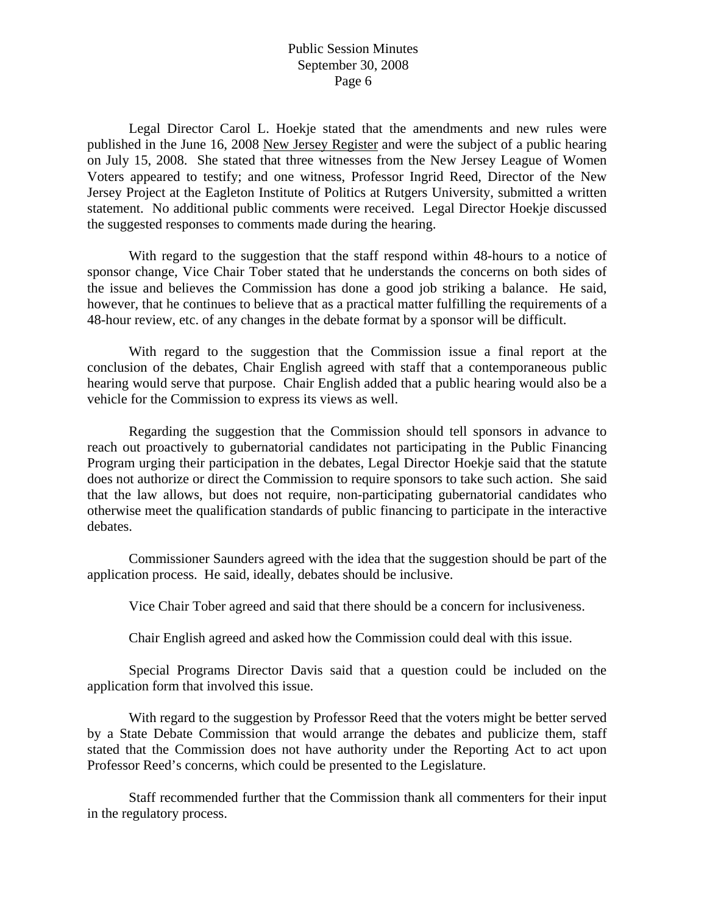Legal Director Carol L. Hoekje stated that the amendments and new rules were published in the June 16, 2008 New Jersey Register and were the subject of a public hearing on July 15, 2008. She stated that three witnesses from the New Jersey League of Women Voters appeared to testify; and one witness, Professor Ingrid Reed, Director of the New Jersey Project at the Eagleton Institute of Politics at Rutgers University, submitted a written statement. No additional public comments were received. Legal Director Hoekje discussed the suggested responses to comments made during the hearing.

With regard to the suggestion that the staff respond within 48-hours to a notice of sponsor change, Vice Chair Tober stated that he understands the concerns on both sides of the issue and believes the Commission has done a good job striking a balance. He said, however, that he continues to believe that as a practical matter fulfilling the requirements of a 48-hour review, etc. of any changes in the debate format by a sponsor will be difficult.

With regard to the suggestion that the Commission issue a final report at the conclusion of the debates, Chair English agreed with staff that a contemporaneous public hearing would serve that purpose. Chair English added that a public hearing would also be a vehicle for the Commission to express its views as well.

Regarding the suggestion that the Commission should tell sponsors in advance to reach out proactively to gubernatorial candidates not participating in the Public Financing Program urging their participation in the debates, Legal Director Hoekje said that the statute does not authorize or direct the Commission to require sponsors to take such action. She said that the law allows, but does not require, non-participating gubernatorial candidates who otherwise meet the qualification standards of public financing to participate in the interactive debates.

Commissioner Saunders agreed with the idea that the suggestion should be part of the application process. He said, ideally, debates should be inclusive.

Vice Chair Tober agreed and said that there should be a concern for inclusiveness.

Chair English agreed and asked how the Commission could deal with this issue.

Special Programs Director Davis said that a question could be included on the application form that involved this issue.

With regard to the suggestion by Professor Reed that the voters might be better served by a State Debate Commission that would arrange the debates and publicize them, staff stated that the Commission does not have authority under the Reporting Act to act upon Professor Reed's concerns, which could be presented to the Legislature.

Staff recommended further that the Commission thank all commenters for their input in the regulatory process.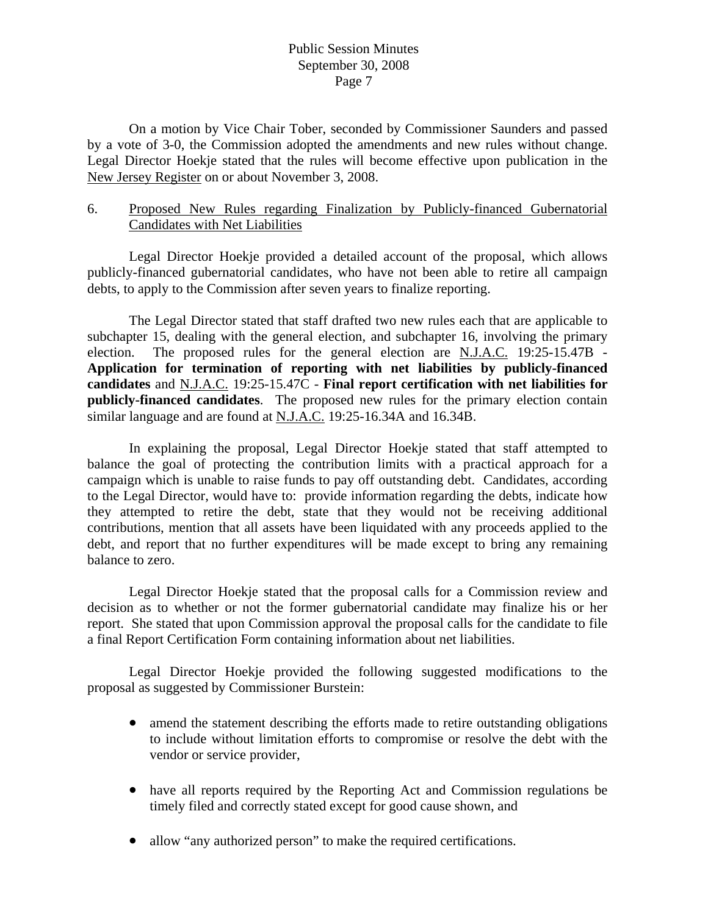On a motion by Vice Chair Tober, seconded by Commissioner Saunders and passed by a vote of 3-0, the Commission adopted the amendments and new rules without change. Legal Director Hoekje stated that the rules will become effective upon publication in the New Jersey Register on or about November 3, 2008.

6. Proposed New Rules regarding Finalization by Publicly-financed Gubernatorial Candidates with Net Liabilities

Legal Director Hoekje provided a detailed account of the proposal, which allows publicly-financed gubernatorial candidates, who have not been able to retire all campaign debts, to apply to the Commission after seven years to finalize reporting.

The Legal Director stated that staff drafted two new rules each that are applicable to subchapter 15, dealing with the general election, and subchapter 16, involving the primary election. The proposed rules for the general election are N.J.A.C. 19:25-15.47B - **Application for termination of reporting with net liabilities by publicly-financed candidates** and N.J.A.C. 19:25-15.47C - **Final report certification with net liabilities for publicly-financed candidates**. The proposed new rules for the primary election contain similar language and are found at N.J.A.C. 19:25-16.34A and 16.34B.

In explaining the proposal, Legal Director Hoekje stated that staff attempted to balance the goal of protecting the contribution limits with a practical approach for a campaign which is unable to raise funds to pay off outstanding debt. Candidates, according to the Legal Director, would have to: provide information regarding the debts, indicate how they attempted to retire the debt, state that they would not be receiving additional contributions, mention that all assets have been liquidated with any proceeds applied to the debt, and report that no further expenditures will be made except to bring any remaining balance to zero.

Legal Director Hoekje stated that the proposal calls for a Commission review and decision as to whether or not the former gubernatorial candidate may finalize his or her report. She stated that upon Commission approval the proposal calls for the candidate to file a final Report Certification Form containing information about net liabilities.

Legal Director Hoekje provided the following suggested modifications to the proposal as suggested by Commissioner Burstein:

- amend the statement describing the efforts made to retire outstanding obligations to include without limitation efforts to compromise or resolve the debt with the vendor or service provider,
- have all reports required by the Reporting Act and Commission regulations be timely filed and correctly stated except for good cause shown, and
- allow "any authorized person" to make the required certifications.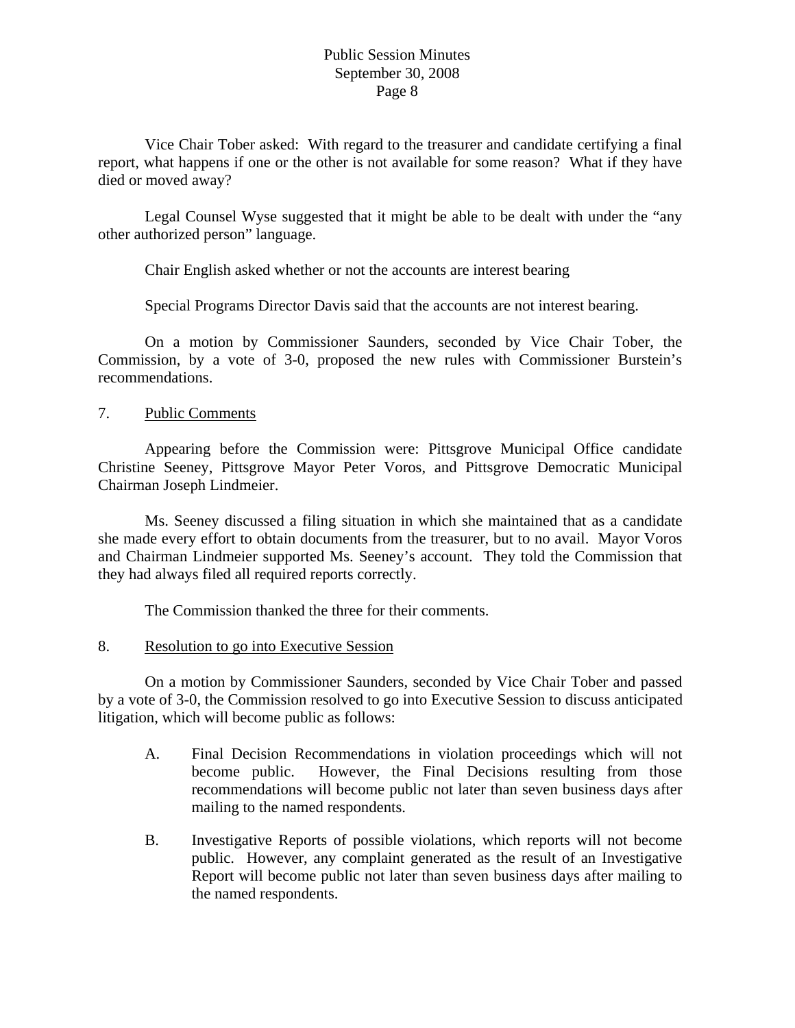Vice Chair Tober asked: With regard to the treasurer and candidate certifying a final report, what happens if one or the other is not available for some reason? What if they have died or moved away?

Legal Counsel Wyse suggested that it might be able to be dealt with under the "any other authorized person" language.

Chair English asked whether or not the accounts are interest bearing

Special Programs Director Davis said that the accounts are not interest bearing.

On a motion by Commissioner Saunders, seconded by Vice Chair Tober, the Commission, by a vote of 3-0, proposed the new rules with Commissioner Burstein's recommendations.

7. <u>Public Comments</u>

Appearing before the Commission were: Pittsgrove Municipal Office candidate Christine Seeney, Pittsgrove Mayor Peter Voros, and Pittsgrove Democratic Municipal Chairman Joseph Lindmeier.

Ms. Seeney discussed a filing situation in which she maintained that as a candidate she made every effort to obtain documents from the treasurer, but to no avail. Mayor Voros and Chairman Lindmeier supported Ms. Seeney's account. They told the Commission that they had always filed all required reports correctly.

The Commission thanked the three for their comments.

8. <u>Resolution to go into Executive Session</u>

On a motion by Commissioner Saunders, seconded by Vice Chair Tober and passed by a vote of 3-0, the Commission resolved to go into Executive Session to discuss anticipated litigation, which will become public as follows:

A. Final Decision Recommendations in violation proceedings which will not become public. However, the Final Decisions resulting from those recommendations will become public not later than seven business days after mailing to the named respondents.

B. Investigative Reports of possible violations, which reports will not become public. However, any complaint generated as the result of an Investigative Report will become public not later than seven business days after mailing to the named respondents.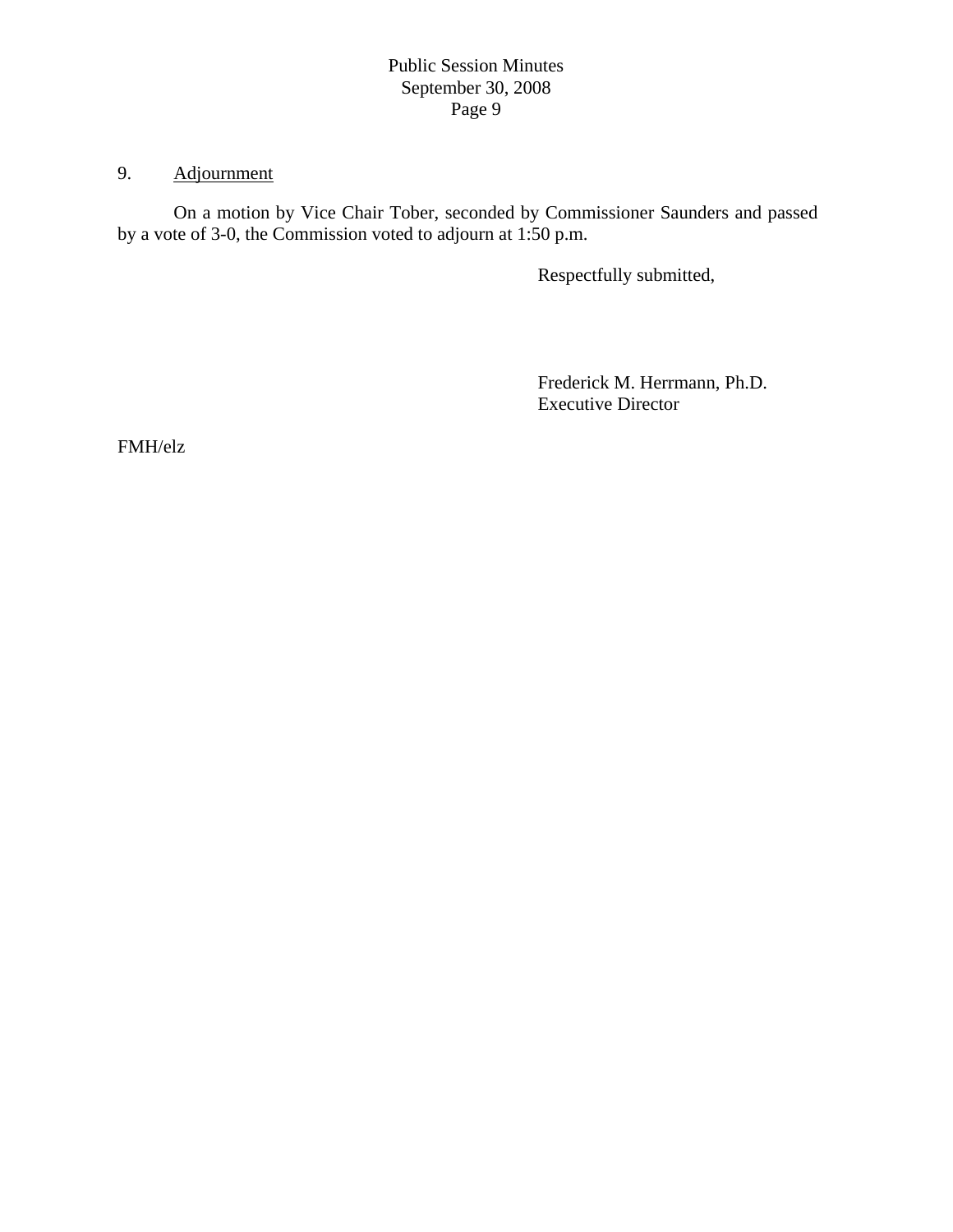9. Adjournment

On a motion by Vice Chair Tober, seconded by Commissioner Saunders and passed by a vote of 3-0, the Commission voted to adjourn at 1:50 p.m.

Respectfully submitted,

Frederick M. Herrmann, Ph.D.
Executive Director

FMH/elz